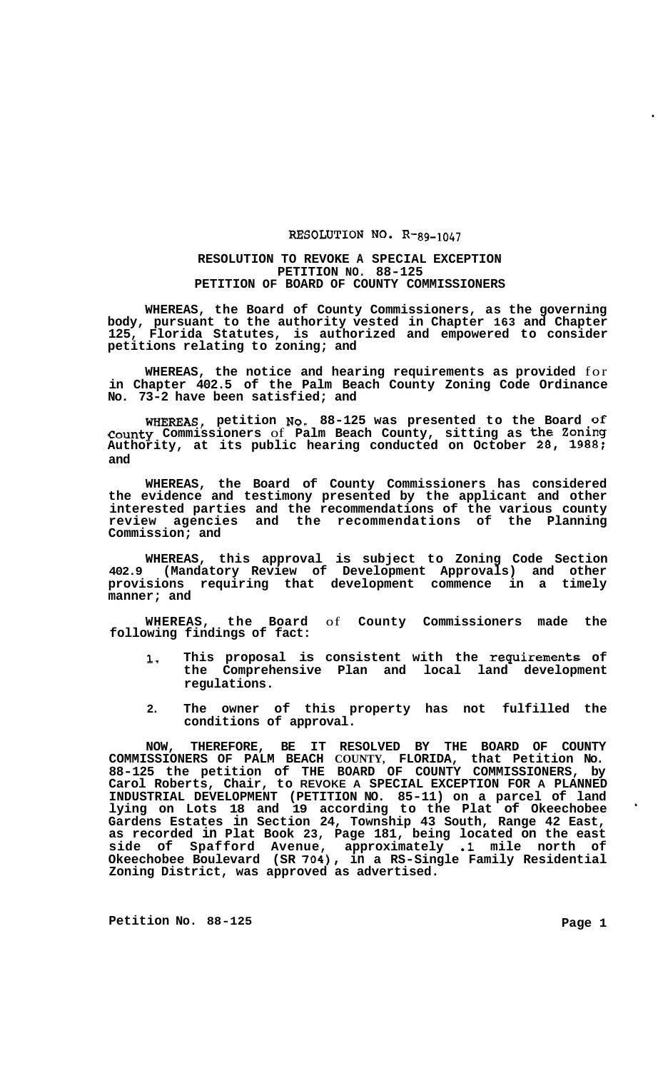# RESOLUTION NO. R-89-1047

**RESOLUTION TO REVOKE A SPECIAL EXCEPTION**
**PETITION NO. 88-125**
**PETITION OF BOARD OF COUNTY COMMISSIONERS**

**WHEREAS, the Board of County Commissioners, as the governing body, pursuant to the authority vested in Chapter 163 and Chapter 125, Florida Statutes, is authorized and empowered to consider petitions relating to zoning; and**

**WHEREAS, the notice and hearing requirements as provided for in Chapter 402.5 of the Palm Beach County Zoning Code Ordinance No. 73-2 have been satisfied; and**

**WHEREAS, petition No. 88-125 was presented to the Board of County Commissioners of Palm Beach County, sitting as the Zoning Authority, at its public hearing conducted on October 28, 1988; and**

**WHEREAS, the Board of County Commissioners has considered the evidence and testimony presented by the applicant and other interested parties and the recommendations of the various county review agencies and the recommendations of the Planning Commission; and**

**WHEREAS, this approval is subject to Zoning Code Section 402.9 (Mandatory Review of Development Approvals) and other provisions requiring that development commence in a timely manner; and**

**WHEREAS, the Board of County Commissioners made the following findings of fact:**

1. **This proposal is consistent with the requirements of the Comprehensive Plan and local land development regulations.**

2. **The owner of this property has not fulfilled the conditions of approval.**

**NOW, THEREFORE, BE IT RESOLVED BY THE BOARD OF COUNTY COMMISSIONERS OF PALM BEACH COUNTY, FLORIDA, that Petition No. 88-125 the petition of THE BOARD OF COUNTY COMMISSIONERS, by Carol Roberts, Chair, to REVOKE A SPECIAL EXCEPTION FOR A PLANNED INDUSTRIAL DEVELOPMENT (PETITION NO. 85-11) on a parcel of land lying on Lots 18 and 19 according to the Plat of Okeechobee Gardens Estates in Section 24, Township 43 South, Range 42 East, as recorded in Plat Book 23, Page 181, being located on the east side of Spafford Avenue, approximately .1 mile north of Okeechobee Boulevard (SR 704), in a RS-Single Family Residential Zoning District, was approved as advertised.**

**Petition No. 88-125**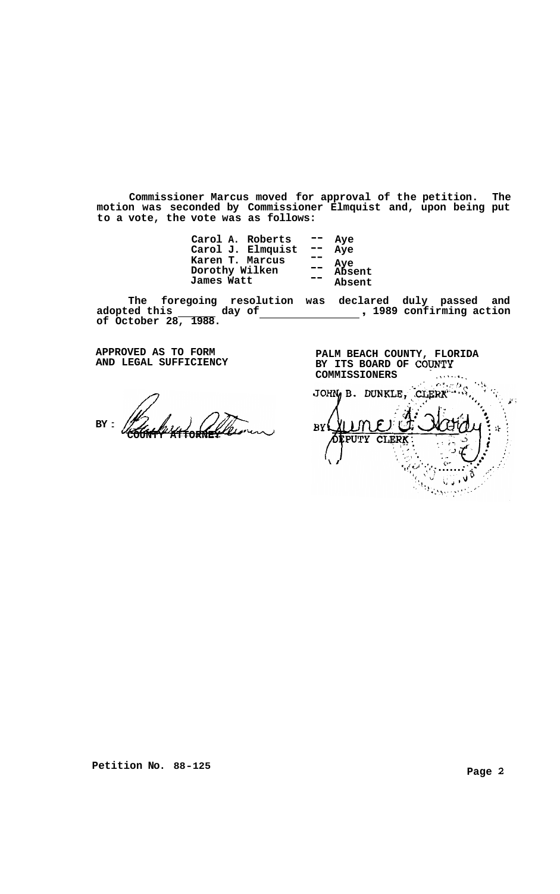Commissioner Marcus moved for approval of the petition. The motion was seconded by Commissioner Elmquist and, upon being put to a vote, the vote was as follows:

| | | |
|---|---|---|
| Carol A. Roberts | -- | Aye |
| Carol J. Elmquist | -- | Aye |
| Karen T. Marcus | -- | Aye |
| Dorothy Wilken | -- | Absent |
| James Watt | -- | Absent |

The foregoing resolution was declared duly passed and adopted this \_\_\_\_\_\_ day of \_\_\_\_\_\_\_\_\_\_\_\_\_\_\_\_, 1989 confirming action of October 28, 1988.

APPROVED AS TO FORM
AND LEGAL SUFFICIENCY

BY: COUNTY ATTORNEY

PALM BEACH COUNTY, FLORIDA
BY ITS BOARD OF COUNTY
COMMISSIONERS

JOHN B. DUNKLE, CLERK

BY: DEPUTY CLERK

Petition No. 88-125